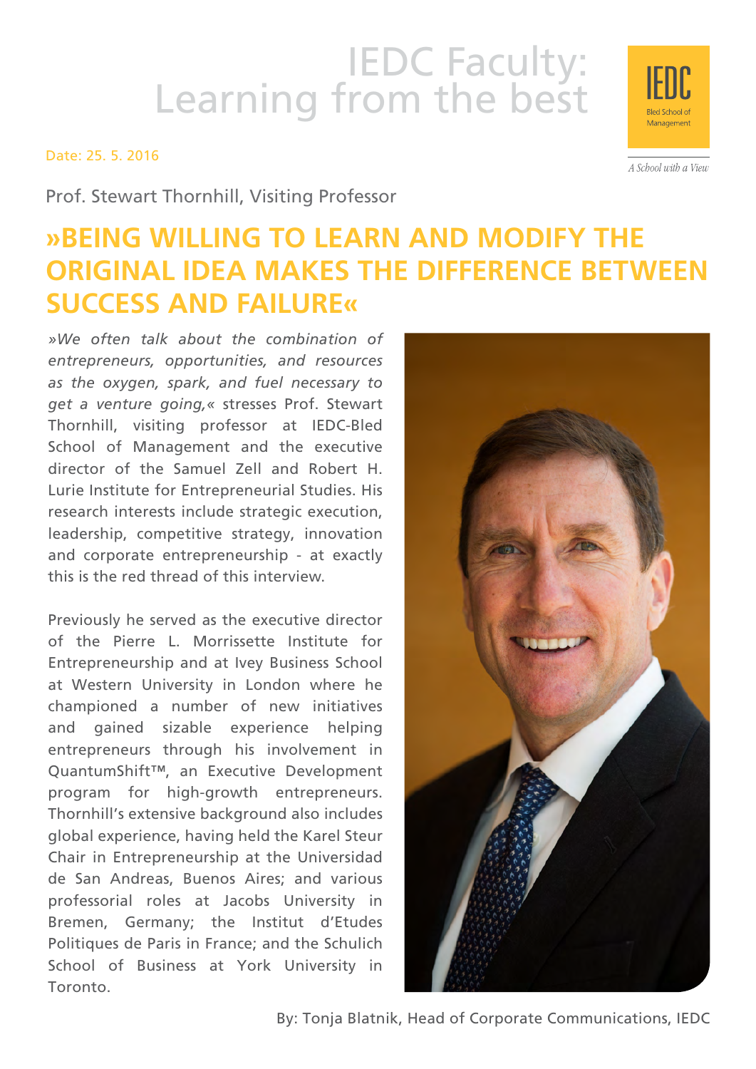# IEDC Faculty: Learning from the best

IEDC Bled School of Management

*A School with a View*

Date: 25. 5. 2016

Prof. Stewart Thornhill, Visiting Professor

## »BEING WILLING TO LEARN AND MODIFY THE ORIGINAL IDEA MAKES THE DIFFERENCE BETWEEN SUCCESS AND FAILURE«

*»We often talk about the combination of entrepreneurs, opportunities, and resources as the oxygen, spark, and fuel necessary to get a venture going,«* stresses Prof. Stewart Thornhill, visiting professor at IEDC-Bled School of Management and the executive director of the Samuel Zell and Robert H. Lurie Institute for Entrepreneurial Studies. His research interests include strategic execution, leadership, competitive strategy, innovation and corporate entrepreneurship - at exactly this is the red thread of this interview.

Previously he served as the executive director of the Pierre L. Morrissette Institute for Entrepreneurship and at Ivey Business School at Western University in London where he championed a number of new initiatives and gained sizable experience helping entrepreneurs through his involvement in QuantumShift™, an Executive Development program for high-growth entrepreneurs. Thornhill's extensive background also includes global experience, having held the Karel Steur Chair in Entrepreneurship at the Universidad de San Andreas, Buenos Aires; and various professorial roles at Jacobs University in Bremen, Germany; the Institut d'Etudes Politiques de Paris in France; and the Schulich School of Business at York University in Toronto.

By: Tonja Blatnik, Head of Corporate Communications, IEDC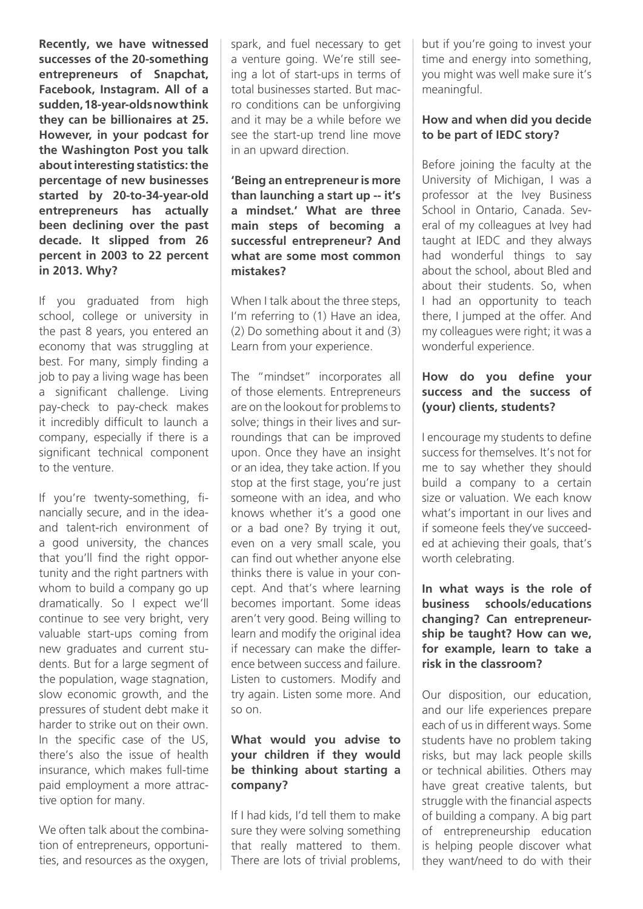**Recently, we have witnessed successes of the 20-something entrepreneurs of Snapchat, Facebook, Instagram. All of a sudden, 18-year-olds now think they can be billionaires at 25. However, in your podcast for the Washington Post you talk about interesting statistics: the percentage of new businesses started by 20-to-34-year-old entrepreneurs has actually been declining over the past decade. It slipped from 26 percent in 2003 to 22 percent in 2013. Why?**

If you graduated from high school, college or university in the past 8 years, you entered an economy that was struggling at best. For many, simply finding a job to pay a living wage has been a significant challenge. Living pay-check to pay-check makes it incredibly difficult to launch a company, especially if there is a significant technical component to the venture.

If you're twenty-something, financially secure, and in the idea- and talent-rich environment of a good university, the chances that you'll find the right opportunity and the right partners with whom to build a company go up dramatically. So I expect we'll continue to see very bright, very valuable start-ups coming from new graduates and current students. But for a large segment of the population, wage stagnation, slow economic growth, and the pressures of student debt make it harder to strike out on their own. In the specific case of the US, there's also the issue of health insurance, which makes full-time paid employment a more attractive option for many.

We often talk about the combination of entrepreneurs, opportunities, and resources as the oxygen, spark, and fuel necessary to get a venture going. We're still seeing a lot of start-ups in terms of total businesses started. But macro conditions can be unforgiving and it may be a while before we see the start-up trend line move in an upward direction.

**'Being an entrepreneur is more than launching a start up -- it's a mindset.' What are three main steps of becoming a successful entrepreneur? And what are some most common mistakes?**

When I talk about the three steps, I'm referring to (1) Have an idea, (2) Do something about it and (3) Learn from your experience.

The "mindset" incorporates all of those elements. Entrepreneurs are on the lookout for problems to solve; things in their lives and surroundings that can be improved upon. Once they have an insight or an idea, they take action. If you stop at the first stage, you're just someone with an idea, and who knows whether it's a good one or a bad one? By trying it out, even on a very small scale, you can find out whether anyone else thinks there is value in your concept. And that's where learning becomes important. Some ideas aren't very good. Being willing to learn and modify the original idea if necessary can make the difference between success and failure. Listen to customers. Modify and try again. Listen some more. And so on.

**What would you advise to your children if they would be thinking about starting a company?**

If I had kids, I'd tell them to make sure they were solving something that really mattered to them. There are lots of trivial problems, but if you're going to invest your time and energy into something, you might was well make sure it's meaningful.

**How and when did you decide to be part of IEDC story?**

Before joining the faculty at the University of Michigan, I was a professor at the Ivey Business School in Ontario, Canada. Several of my colleagues at Ivey had taught at IEDC and they always had wonderful things to say about the school, about Bled and about their students. So, when I had an opportunity to teach there, I jumped at the offer. And my colleagues were right; it was a wonderful experience.

**How do you define your success and the success of (your) clients, students?**

I encourage my students to define success for themselves. It's not for me to say whether they should build a company to a certain size or valuation. We each know what's important in our lives and if someone feels they've succeeded at achieving their goals, that's worth celebrating.

**In what ways is the role of business schools/educations changing? Can entrepreneurship be taught? How can we, for example, learn to take a risk in the classroom?**

Our disposition, our education, and our life experiences prepare each of us in different ways. Some students have no problem taking risks, but may lack people skills or technical abilities. Others may have great creative talents, but struggle with the financial aspects of building a company. A big part of entrepreneurship education is helping people discover what they want/need to do with their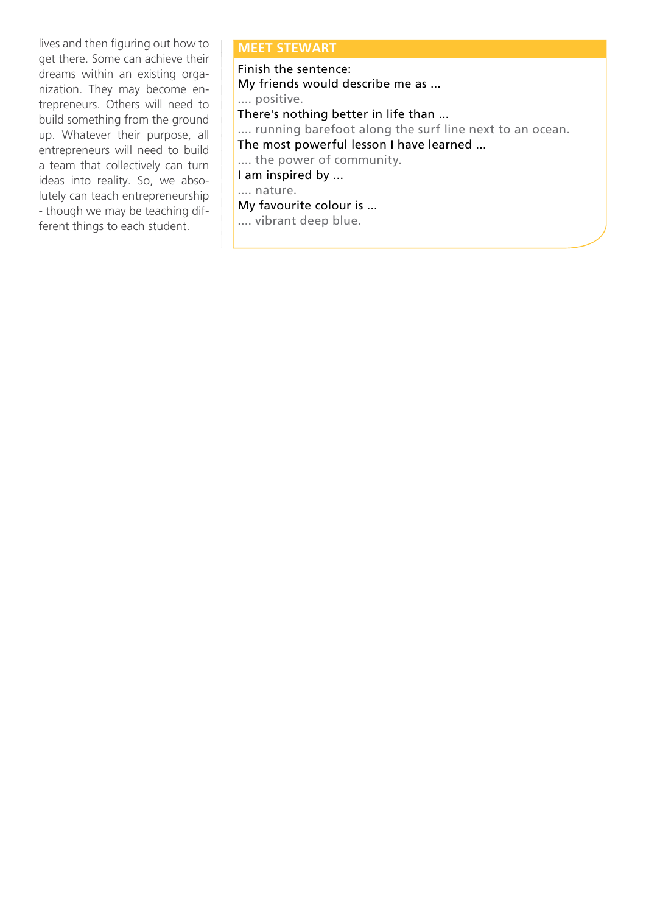lives and then figuring out how to get there. Some can achieve their dreams within an existing organization. They may become entrepreneurs. Others will need to build something from the ground up. Whatever their purpose, all entrepreneurs will need to build a team that collectively can turn ideas into reality. So, we absolutely can teach entrepreneurship - though we may be teaching different things to each student.

## MEET STEWART

Finish the sentence:

My friends would describe me as ...

.... positive.

There's nothing better in life than ...

.... running barefoot along the surf line next to an ocean.

The most powerful lesson I have learned ...

.... the power of community.

I am inspired by ...

.... nature.

My favourite colour is ...

.... vibrant deep blue.